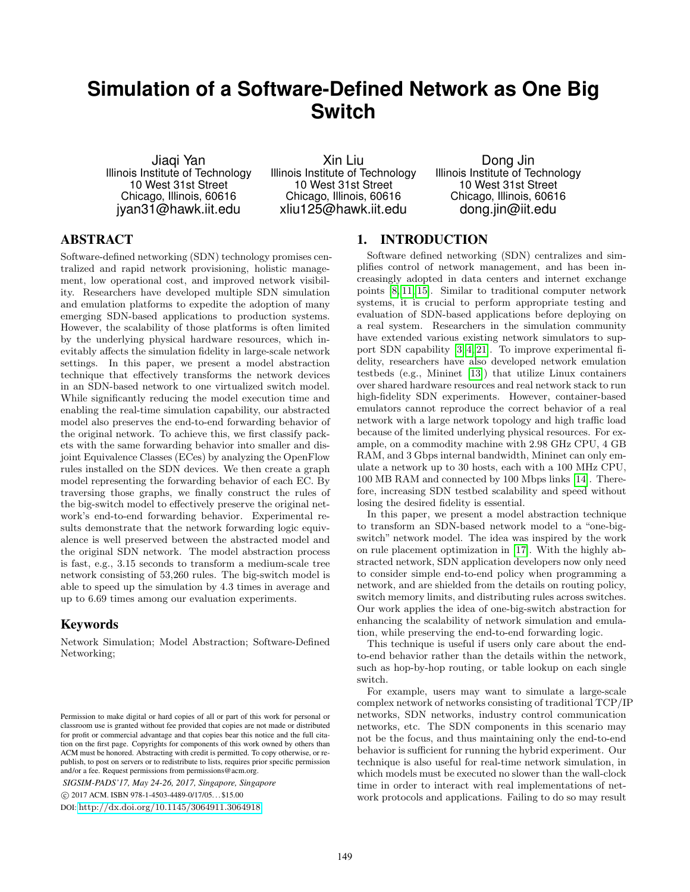# Simulation of a Software-Defined Network as One Big Switch

Jiaqi Yan
Illinois Institute of Technology
10 West 31st Street
Chicago, Illinois, 60616
jyan31@hawk.iit.edu

Xin Liu
Illinois Institute of Technology
10 West 31st Street
Chicago, Illinois, 60616
xliu125@hawk.iit.edu

Dong Jin
Illinois Institute of Technology
10 West 31st Street
Chicago, Illinois, 60616
dong.jin@iit.edu

## ABSTRACT

Software-defined networking (SDN) technology promises centralized and rapid network provisioning, holistic management, low operational cost, and improved network visibility. Researchers have developed multiple SDN simulation and emulation platforms to expedite the adoption of many emerging SDN-based applications to production systems. However, the scalability of those platforms is often limited by the underlying physical hardware resources, which inevitably affects the simulation fidelity in large-scale network settings. In this paper, we present a model abstraction technique that effectively transforms the network devices in an SDN-based network to one virtualized switch model. While significantly reducing the model execution time and enabling the real-time simulation capability, our abstracted model also preserves the end-to-end forwarding behavior of the original network. To achieve this, we first classify packets with the same forwarding behavior into smaller and disjoint Equivalence Classes (ECs) by analyzing the OpenFlow rules installed on the SDN devices. We then create a graph model representing the forwarding behavior of each EC. By traversing those graphs, we finally construct the rules of the big-switch model to effectively preserve the original network's end-to-end forwarding behavior. Experimental results demonstrate that the network forwarding logic equivalence is well preserved between the abstracted model and the original SDN network. The model abstraction process is fast, e.g., 3.15 seconds to transform a medium-scale tree network consisting of 53,260 rules. The big-switch model is able to speed up the simulation by 4.3 times in average and up to 6.69 times among our evaluation experiments.

### Keywords

Network Simulation; Model Abstraction; Software-Defined Networking;

Permission to make digital or hard copies of all or part of this work for personal or classroom use is granted without fee provided that copies are not made or distributed for profit or commercial advantage and that copies bear this notice and the full citation on the first page. Copyrights for components of this work owned by others than ACM must be honored. Abstracting with credit is permitted. To copy otherwise, or republish, to post on servers or to redistribute to lists, requires prior specific permission and/or a fee. Request permissions from permissions@acm.org.

*SIGSIM-PADS'17, May 24-26, 2017, Singapore, Singapore*
© 2017 ACM. ISBN 978-1-4503-4489-0/17/05...$15.00
DOI: http://dx.doi.org/10.1145/3064911.3064918

## 1. INTRODUCTION

Software defined networking (SDN) centralizes and simplifies control of network management, and has been increasingly adopted in data centers and internet exchange points [8, 11, 15]. Similar to traditional computer network systems, it is crucial to perform appropriate testing and evaluation of SDN-based applications before deploying on a real system. Researchers in the simulation community have extended various existing network simulators to support SDN capability [3, 4, 21]. To improve experimental fidelity, researchers have also developed network emulation testbeds (e.g., Mininet [13]) that utilize Linux containers over shared hardware resources and real network stack to run high-fidelity SDN experiments. However, container-based emulators cannot reproduce the correct behavior of a real network with a large network topology and high traffic load because of the limited underlying physical resources. For example, on a commodity machine with 2.98 GHz CPU, 4 GB RAM, and 3 Gbps internal bandwidth, Mininet can only emulate a network up to 30 hosts, each with a 100 MHz CPU, 100 MB RAM and connected by 100 Mbps links [14]. Therefore, increasing SDN testbed scalability and speed without losing the desired fidelity is essential.

In this paper, we present a model abstraction technique to transform an SDN-based network model to a "one-big-switch" network model. The idea was inspired by the work on rule placement optimization in [17]. With the highly abstracted network, SDN application developers now only need to consider simple end-to-end policy when programming a network, and are shielded from the details on routing policy, switch memory limits, and distributing rules across switches. Our work applies the idea of one-big-switch abstraction for enhancing the scalability of network simulation and emulation, while preserving the end-to-end forwarding logic.

This technique is useful if users only care about the end-to-end behavior rather than the details within the network, such as hop-by-hop routing, or table lookup on each single switch.

For example, users may want to simulate a large-scale complex network of networks consisting of traditional TCP/IP networks, SDN networks, industry control communication networks, etc. The SDN components in this scenario may not be the focus, and thus maintaining only the end-to-end behavior is sufficient for running the hybrid experiment. Our technique is also useful for real-time network simulation, in which models must be executed no slower than the wall-clock time in order to interact with real implementations of network protocols and applications. Failing to do so may result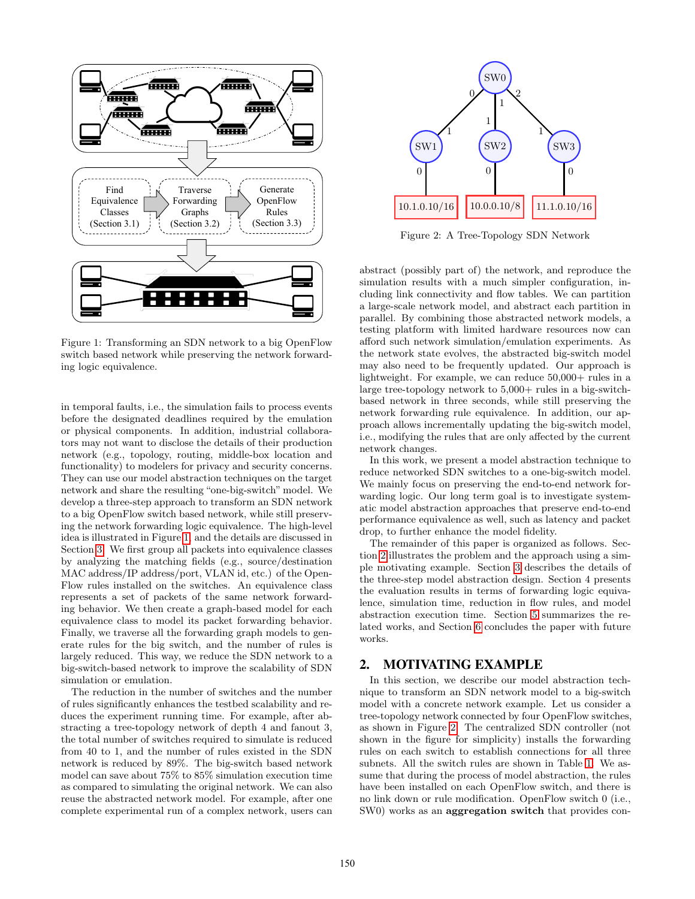Figure 1: Transforming an SDN network to a big OpenFlow switch based network while preserving the network forwarding logic equivalence.

in temporal faults, i.e., the simulation fails to process events before the designated deadlines required by the emulation or physical components. In addition, industrial collaborators may not want to disclose the details of their production network (e.g., topology, routing, middle-box location and functionality) to modelers for privacy and security concerns. They can use our model abstraction techniques on the target network and share the resulting "one-big-switch" model. We develop a three-step approach to transform an SDN network to a big OpenFlow switch based network, while still preserving the network forwarding logic equivalence. The high-level idea is illustrated in Figure 1, and the details are discussed in Section 3. We first group all packets into equivalence classes by analyzing the matching fields (e.g., source/destination MAC address/IP address/port, VLAN id, etc.) of the OpenFlow rules installed on the switches. An equivalence class represents a set of packets of the same network forwarding behavior. We then create a graph-based model for each equivalence class to model its packet forwarding behavior. Finally, we traverse all the forwarding graph models to generate rules for the big switch, and the number of rules is largely reduced. This way, we reduce the SDN network to a big-switch-based network to improve the scalability of SDN simulation or emulation.

The reduction in the number of switches and the number of rules significantly enhances the testbed scalability and reduces the experiment running time. For example, after abstracting a tree-topology network of depth 4 and fanout 3, the total number of switches required to simulate is reduced from 40 to 1, and the number of rules existed in the SDN network is reduced by 89%. The big-switch based network model can save about 75% to 85% simulation execution time as compared to simulating the original network. We can also reuse the abstracted network model. For example, after one complete experimental run of a complex network, users can abstract (possibly part of) the network, and reproduce the simulation results with a much simpler configuration, including link connectivity and flow tables. We can partition a large-scale network model, and abstract each partition in parallel. By combining those abstracted network models, a testing platform with limited hardware resources now can afford such network simulation/emulation experiments. As the network state evolves, the abstracted big-switch model may also need to be frequently updated. Our approach is lightweight. For example, we can reduce 50,000+ rules in a large tree-topology network to 5,000+ rules in a big-switch-based network in three seconds, while still preserving the network forwarding rule equivalence. In addition, our approach allows incrementally updating the big-switch model, i.e., modifying the rules that are only affected by the current network changes.

Figure 2: A Tree-Topology SDN Network

In this work, we present a model abstraction technique to reduce networked SDN switches to a one-big-switch model. We mainly focus on preserving the end-to-end network forwarding logic. Our long term goal is to investigate systematic model abstraction approaches that preserve end-to-end performance equivalence as well, such as latency and packet drop, to further enhance the model fidelity.

The remainder of this paper is organized as follows. Section 2 illustrates the problem and the approach using a simple motivating example. Section 3 describes the details of the three-step model abstraction design. Section 4 presents the evaluation results in terms of forwarding logic equivalence, simulation time, reduction in flow rules, and model abstraction execution time. Section 5 summarizes the related works, and Section 6 concludes the paper with future works.

## 2. MOTIVATING EXAMPLE

In this section, we describe our model abstraction technique to transform an SDN network model to a big-switch model with a concrete network example. Let us consider a tree-topology network connected by four OpenFlow switches, as shown in Figure 2. The centralized SDN controller (not shown in the figure for simplicity) installs the forwarding rules on each switch to establish connections for all three subnets. All the switch rules are shown in Table 1. We assume that during the process of model abstraction, the rules have been installed on each OpenFlow switch, and there is no link down or rule modification. OpenFlow switch 0 (i.e., SW0) works as an **aggregation switch** that provides con-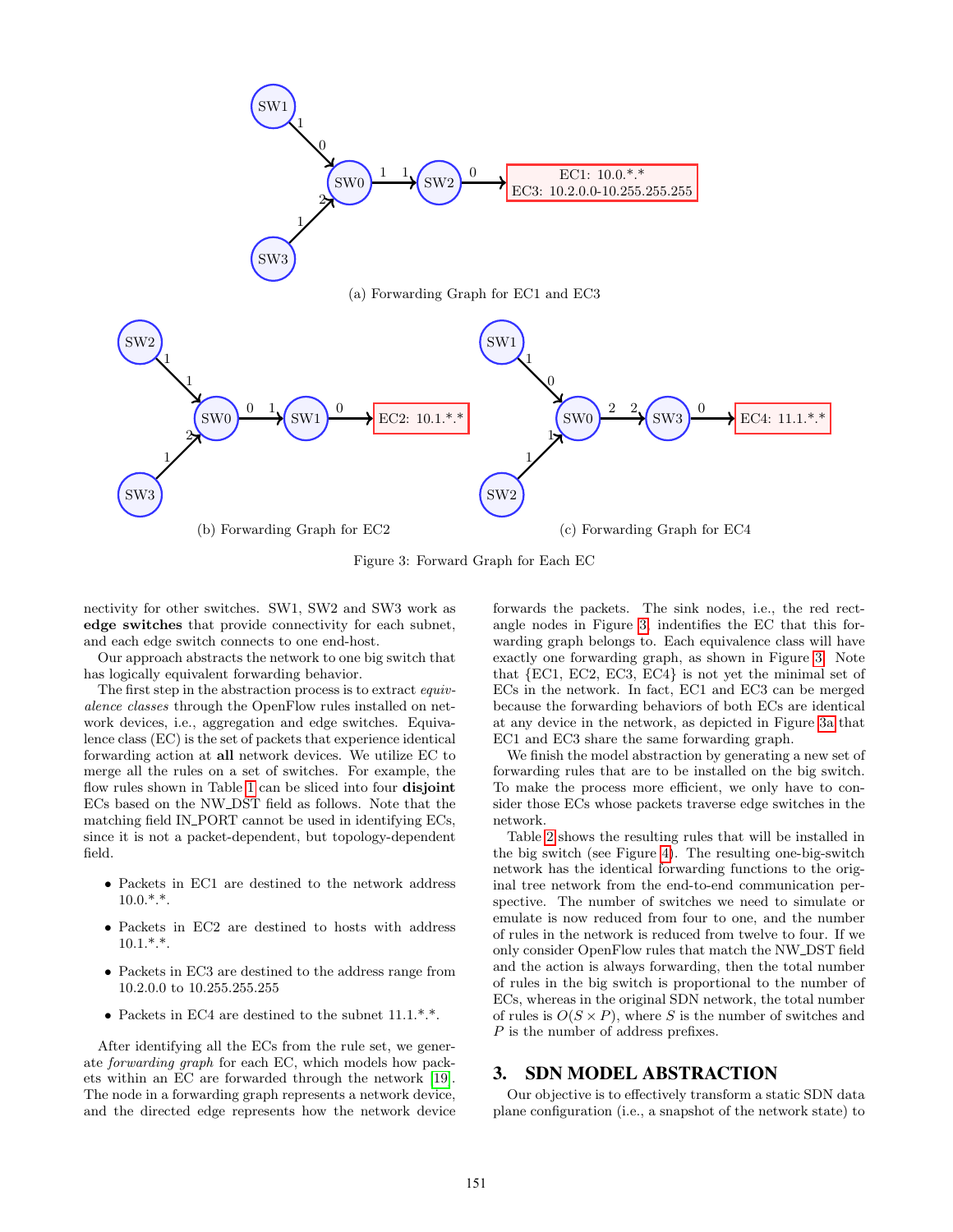(a) Forwarding Graph for EC1 and EC3

(b) Forwarding Graph for EC2

(c) Forwarding Graph for EC4

Figure 3: Forward Graph for Each EC

nectivity for other switches. SW1, SW2 and SW3 work as **edge switches** that provide connectivity for each subnet, and each edge switch connects to one end-host.

Our approach abstracts the network to one big switch that has logically equivalent forwarding behavior.

The first step in the abstraction process is to extract *equivalence classes* through the OpenFlow rules installed on network devices, i.e., aggregation and edge switches. Equivalence class (EC) is the set of packets that experience identical forwarding action at **all** network devices. We utilize EC to merge all the rules on a set of switches. For example, the flow rules shown in Table 1 can be sliced into four **disjoint** ECs based on the NW_DST field as follows. Note that the matching field IN_PORT cannot be used in identifying ECs, since it is not a packet-dependent, but topology-dependent field.

- Packets in EC1 are destined to the network address 10.0.*.*.
- Packets in EC2 are destined to hosts with address 10.1.*.*.
- Packets in EC3 are destined to the address range from 10.2.0.0 to 10.255.255.255
- Packets in EC4 are destined to the subnet 11.1.*.*.

After identifying all the ECs from the rule set, we generate *forwarding graph* for each EC, which models how packets within an EC are forwarded through the network [19]. The node in a forwarding graph represents a network device, and the directed edge represents how the network device forwards the packets. The sink nodes, i.e., the red rectangle nodes in Figure 3, indentifies the EC that this forwarding graph belongs to. Each equivalence class will have exactly one forwarding graph, as shown in Figure 3. Note that {EC1, EC2, EC3, EC4} is not yet the minimal set of ECs in the network. In fact, EC1 and EC3 can be merged because the forwarding behaviors of both ECs are identical at any device in the network, as depicted in Figure 3a that EC1 and EC3 share the same forwarding graph.

We finish the model abstraction by generating a new set of forwarding rules that are to be installed on the big switch. To make the process more efficient, we only have to consider those ECs whose packets traverse edge switches in the network.

Table 2 shows the resulting rules that will be installed in the big switch (see Figure 4). The resulting one-big-switch network has the identical forwarding functions to the original tree network from the end-to-end communication perspective. The number of switches we need to simulate or emulate is now reduced from four to one, and the number of rules in the network is reduced from twelve to four. If we only consider OpenFlow rules that match the NW_DST field and the action is always forwarding, then the total number of rules in the big switch is proportional to the number of ECs, whereas in the original SDN network, the total number of rules is $O(S \times P)$, where $S$ is the number of switches and $P$ is the number of address prefixes.

## 3. SDN MODEL ABSTRACTION

Our objective is to effectively transform a static SDN data plane configuration (i.e., a snapshot of the network state) to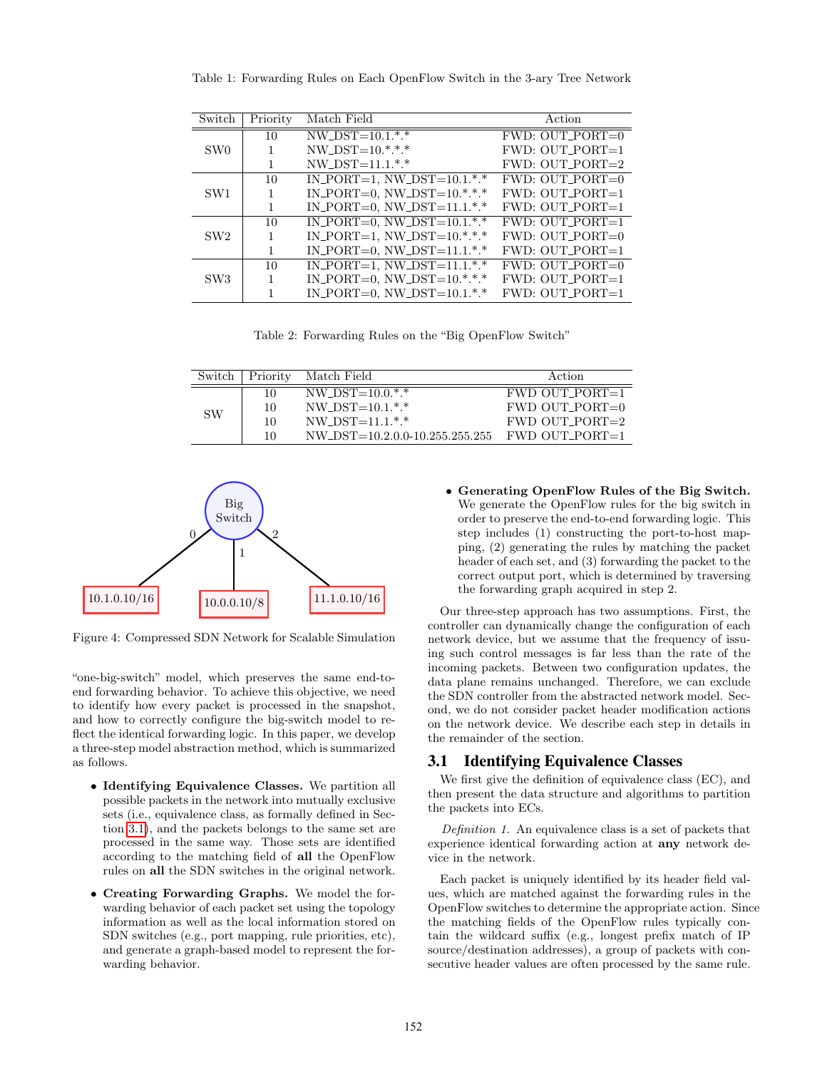Table 1: Forwarding Rules on Each OpenFlow Switch in the 3-ary Tree Network

| Switch | Priority | Match Field | Action |
|---|---|---|---|
| SW0 | 10 | NW_DST=10.1.*.* | FWD: OUT_PORT=0 |
| | 1 | NW_DST=10.*.*.* | FWD: OUT_PORT=1 |
| | 1 | NW_DST=11.1.*.* | FWD: OUT_PORT=2 |
| SW1 | 10 | IN_PORT=1, NW_DST=10.1.*.* | FWD: OUT_PORT=0 |
| | 1 | IN_PORT=0, NW_DST=10.*.*.* | FWD: OUT_PORT=1 |
| | 1 | IN_PORT=0, NW_DST=11.1.*.* | FWD: OUT_PORT=1 |
| SW2 | 10 | IN_PORT=0, NW_DST=10.1.*.* | FWD: OUT_PORT=1 |
| | 1 | IN_PORT=1, NW_DST=10.*.*.* | FWD: OUT_PORT=0 |
| | 1 | IN_PORT=0, NW_DST=11.1.*.* | FWD: OUT_PORT=1 |
| SW3 | 10 | IN_PORT=1, NW_DST=11.1.*.* | FWD: OUT_PORT=0 |
| | 1 | IN_PORT=0, NW_DST=10.*.*.* | FWD: OUT_PORT=1 |
| | 1 | IN_PORT=0, NW_DST=10.1.*.* | FWD: OUT_PORT=1 |

Table 2: Forwarding Rules on the "Big OpenFlow Switch"

| Switch | Priority | Match Field | Action |
|---|---|---|---|
| SW | 10 | NW_DST=10.0.*.* | FWD OUT_PORT=1 |
| | 10 | NW_DST=10.1.*.* | FWD OUT_PORT=0 |
| | 10 | NW_DST=11.1.*.* | FWD OUT_PORT=2 |
| | 10 | NW_DST=10.2.0.0-10.255.255.255 | FWD OUT_PORT=1 |

Figure 4: Compressed SDN Network for Scalable Simulation

"one-big-switch" model, which preserves the same end-to-end forwarding behavior. To achieve this objective, we need to identify how every packet is processed in the snapshot, and how to correctly configure the big-switch model to reflect the identical forwarding logic. In this paper, we develop a three-step model abstraction method, which is summarized as follows.

- **Identifying Equivalence Classes.** We partition all possible packets in the network into mutually exclusive sets (i.e., equivalence class, as formally defined in Section 3.1), and the packets belongs to the same set are processed in the same way. Those sets are identified according to the matching field of **all** the OpenFlow rules on **all** the SDN switches in the original network.
- **Creating Forwarding Graphs.** We model the forwarding behavior of each packet set using the topology information as well as the local information stored on SDN switches (e.g., port mapping, rule priorities, etc), and generate a graph-based model to represent the forwarding behavior.
- **Generating OpenFlow Rules of the Big Switch.** We generate the OpenFlow rules for the big switch in order to preserve the end-to-end forwarding logic. This step includes (1) constructing the port-to-host mapping, (2) generating the rules by matching the packet header of each set, and (3) forwarding the packet to the correct output port, which is determined by traversing the forwarding graph acquired in step 2.

Our three-step approach has two assumptions. First, the controller can dynamically change the configuration of each network device, but we assume that the frequency of issuing such control messages is far less than the rate of the incoming packets. Between two configuration updates, the data plane remains unchanged. Therefore, we can exclude the SDN controller from the abstracted network model. Second, we do not consider packet header modification actions on the network device. We describe each step in details in the remainder of the section.

## 3.1 Identifying Equivalence Classes

We first give the definition of equivalence class (EC), and then present the data structure and algorithms to partition the packets into ECs.

*Definition 1.* An equivalence class is a set of packets that experience identical forwarding action at **any** network device in the network.

Each packet is uniquely identified by its header field values, which are matched against the forwarding rules in the OpenFlow switches to determine the appropriate action. Since the matching fields of the OpenFlow rules typically contain the wildcard suffix (e.g., longest prefix match of IP source/destination addresses), a group of packets with consecutive header values are often processed by the same rule.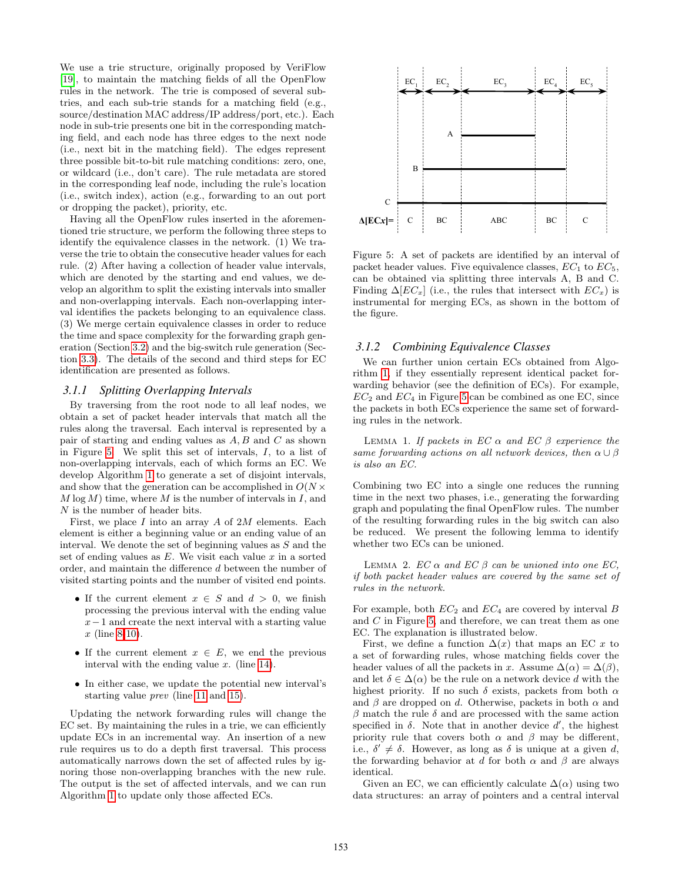We use a trie structure, originally proposed by VeriFlow [19], to maintain the matching fields of all the OpenFlow rules in the network. The trie is composed of several sub-tries, and each sub-trie stands for a matching field (e.g., source/destination MAC address/IP address/port, etc.). Each node in sub-trie presents one bit in the corresponding matching field, and each node has three edges to the next node (i.e., next bit in the matching field). The edges represent three possible bit-to-bit rule matching conditions: zero, one, or wildcard (i.e., don't care). The rule metadata are stored in the corresponding leaf node, including the rule's location (i.e., switch index), action (e.g., forwarding to an out port or dropping the packet), priority, etc.

Having all the OpenFlow rules inserted in the aforementioned trie structure, we perform the following three steps to identify the equivalence classes in the network. (1) We traverse the trie to obtain the consecutive header values for each rule. (2) After having a collection of header value intervals, which are denoted by the starting and end values, we develop an algorithm to split the existing intervals into smaller and non-overlapping intervals. Each non-overlapping interval identifies the packets belonging to an equivalence class. (3) We merge certain equivalence classes in order to reduce the time and space complexity for the forwarding graph generation (Section 3.2) and the big-switch rule generation (Section 3.3). The details of the second and third steps for EC identification are presented as follows.

### 3.1.1 Splitting Overlapping Intervals

By traversing from the root node to all leaf nodes, we obtain a set of packet header intervals that match all the rules along the traversal. Each interval is represented by a pair of starting and ending values as $A, B$ and $C$ as shown in Figure 5. We split this set of intervals, $I$, to a list of non-overlapping intervals, each of which forms an EC. We develop Algorithm 1 to generate a set of disjoint intervals, and show that the generation can be accomplished in $O(N \times M \log M)$ time, where $M$ is the number of intervals in $I$, and $N$ is the number of header bits.

First, we place $I$ into an array $A$ of $2M$ elements. Each element is either a beginning value or an ending value of an interval. We denote the set of beginning values as $S$ and the set of ending values as $E$. We visit each value $x$ in a sorted order, and maintain the difference $d$ between the number of visited starting points and the number of visited end points.

- If the current element $x \in S$ and $d > 0$, we finish processing the previous interval with the ending value $x-1$ and create the next interval with a starting value $x$ (line 8-10).
- If the current element $x \in E$, we end the previous interval with the ending value $x$. (line 14).
- In either case, we update the potential new interval's starting value *prev* (line 11 and 15).

Updating the network forwarding rules will change the EC set. By maintaining the rules in a trie, we can efficiently update ECs in an incremental way. An insertion of a new rule requires us to do a depth first traversal. This process automatically narrows down the set of affected rules by ignoring those non-overlapping branches with the new rule. The output is the set of affected intervals, and we can run Algorithm 1 to update only those affected ECs.

Figure 5: A set of packets are identified by an interval of packet header values. Five equivalence classes, $EC_1$ to $EC_5$, can be obtained via splitting three intervals A, B and C. Finding $\Delta[EC_x]$ (i.e., the rules that intersect with $EC_x$) is instrumental for merging ECs, as shown in the bottom of the figure.

### 3.1.2 Combining Equivalence Classes

We can further union certain ECs obtained from Algorithm 1, if they essentially represent identical packet forwarding behavior (see the definition of ECs). For example, $EC_2$ and $EC_4$ in Figure 5 can be combined as one EC, since the packets in both ECs experience the same set of forwarding rules in the network.

Lemma 1. *If packets in EC $\alpha$ and EC $\beta$ experience the same forwarding actions on all network devices, then $\alpha \cup \beta$ is also an EC.*

Combining two EC into a single one reduces the running time in the next two phases, i.e., generating the forwarding graph and populating the final OpenFlow rules. The number of the resulting forwarding rules in the big switch can also be reduced. We present the following lemma to identify whether two ECs can be unioned.

Lemma 2. *EC $\alpha$ and EC $\beta$ can be unioned into one EC, if both packet header values are covered by the same set of rules in the network.*

For example, both $EC_2$ and $EC_4$ are covered by interval $B$ and $C$ in Figure 5, and therefore, we can treat them as one EC. The explanation is illustrated below.

First, we define a function $\Delta(x)$ that maps an EC $x$ to a set of forwarding rules, whose matching fields cover the header values of all the packets in $x$. Assume $\Delta(\alpha) = \Delta(\beta)$, and let $\delta \in \Delta(\alpha)$ be the rule on a network device $d$ with the highest priority. If no such $\delta$ exists, packets from both $\alpha$ and $\beta$ are dropped on $d$. Otherwise, packets in both $\alpha$ and $\beta$ match the rule $\delta$ and are processed with the same action specified in $\delta$. Note that in another device $d'$, the highest priority rule that covers both $\alpha$ and $\beta$ may be different, i.e., $\delta' \neq \delta$. However, as long as $\delta$ is unique at a given $d$, the forwarding behavior at $d$ for both $\alpha$ and $\beta$ are always identical.

Given an EC, we can efficiently calculate $\Delta(\alpha)$ using two data structures: an array of pointers and a central interval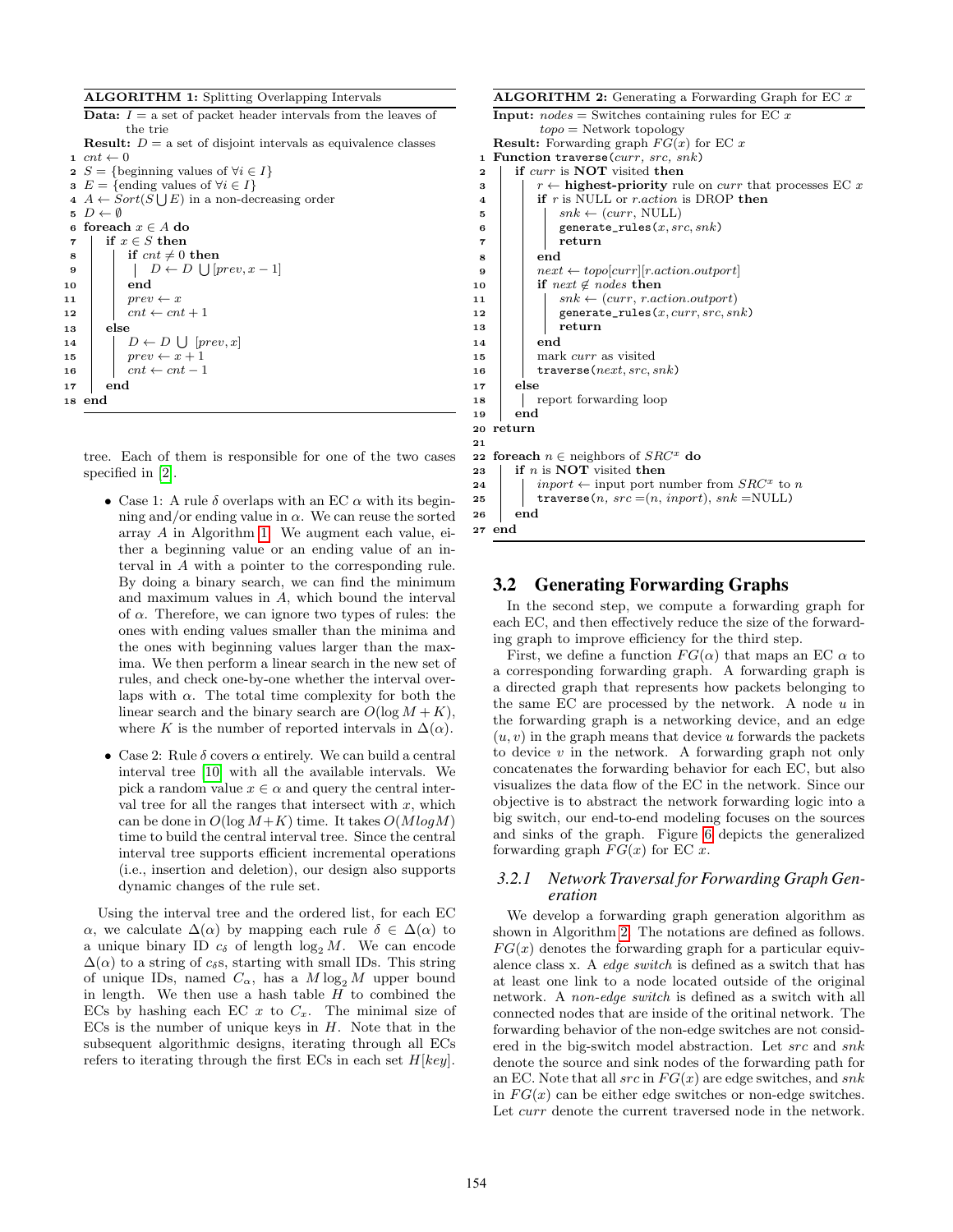**ALGORITHM 1:** Splitting Overlapping Intervals

```
Data: I = a set of packet header intervals from the leaves of
      the trie
Result: D = a set of disjoint intervals as equivalence classes
1  cnt ← 0
2  S = {beginning values of ∀i ∈ I}
3  E = {ending values of ∀i ∈ I}
4  A ← Sort(S ⋃ E) in a non-decreasing order
5  D ← ∅
6  foreach x ∈ A do
7      if x ∈ S then
8          if cnt ≠ 0 then
9              D ← D ⋃ [prev, x − 1]
10         end
11         prev ← x
12         cnt ← cnt + 1
13     else
14         D ← D ⋃ [prev, x]
15         prev ← x + 1
16         cnt ← cnt − 1
17     end
18 end
```

tree. Each of them is responsible for one of the two cases specified in [2].

- Case 1: A rule $\delta$ overlaps with an EC $\alpha$ with its beginning and/or ending value in $\alpha$. We can reuse the sorted array $A$ in Algorithm 1. We augment each value, either a beginning value or an ending value of an interval in $A$ with a pointer to the corresponding rule. By doing a binary search, we can find the minimum and maximum values in $A$, which bound the interval of $\alpha$. Therefore, we can ignore two types of rules: the ones with ending values smaller than the minima and the ones with beginning values larger than the maxima. We then perform a linear search in the new set of rules, and check one-by-one whether the interval overlaps with $\alpha$. The total time complexity for both the linear search and the binary search are $O(\log M + K)$, where $K$ is the number of reported intervals in $\Delta(\alpha)$.
- Case 2: Rule $\delta$ covers $\alpha$ entirely. We can build a central interval tree [10] with all the available intervals. We pick a random value $x \in \alpha$ and query the central interval tree for all the ranges that intersect with $x$, which can be done in $O(\log M + K)$ time. It takes $O(M \log M)$ time to build the central interval tree. Since the central interval tree supports efficient incremental operations (i.e., insertion and deletion), our design also supports dynamic changes of the rule set.

Using the interval tree and the ordered list, for each EC $\alpha$, we calculate $\Delta(\alpha)$ by mapping each rule $\delta \in \Delta(\alpha)$ to a unique binary ID $c_\delta$ of length $\log_2 M$. We can encode $\Delta(\alpha)$ to a string of $c_\delta$s, starting with small IDs. This string of unique IDs, named $C_\alpha$, has a $M \log_2 M$ upper bound in length. We then use a hash table $H$ to combined the ECs by hashing each EC $x$ to $C_x$. The minimal size of ECs is the number of unique keys in $H$. Note that in the subsequent algorithmic designs, iterating through all ECs refers to iterating through the first ECs in each set $H[key]$.

**ALGORITHM 2:** Generating a Forwarding Graph for EC $x$

```
Input: nodes = Switches containing rules for EC x
       topo = Network topology
Result: Forwarding graph FG(x) for EC x
1  Function traverse(curr, src, snk)
2      if curr is NOT visited then
3          r ← highest-priority rule on curr that processes EC x
4          if r is NULL or r.action is DROP then
5              snk ← (curr, NULL)
6              generate_rules(x, src, snk)
7              return
8          end
9          next ← topo[curr][r.action.outport]
10         if next ∉ nodes then
11             snk ← (curr, r.action.outport)
12             generate_rules(x, curr, src, snk)
13             return
14         end
15         mark curr as visited
16         traverse(next, src, snk)
17     else
18         report forwarding loop
19     end
20 return
21
22 foreach n ∈ neighbors of SRC^x do
23     if n is NOT visited then
24         inport ← input port number from SRC^x to n
25         traverse(n, src =(n, inport), snk =NULL)
26     end
27 end
```

### 3.2 Generating Forwarding Graphs

In the second step, we compute a forwarding graph for each EC, and then effectively reduce the size of the forwarding graph to improve efficiency for the third step.

First, we define a function $FG(\alpha)$ that maps an EC $\alpha$ to a corresponding forwarding graph. A forwarding graph is a directed graph that represents how packets belonging to the same EC are processed by the network. A node $u$ in the forwarding graph is a networking device, and an edge $(u, v)$ in the graph means that device $u$ forwards the packets to device $v$ in the network. A forwarding graph not only concatenates the forwarding behavior for each EC, but also visualizes the data flow of the EC in the network. Since our objective is to abstract the network forwarding logic into a big switch, our end-to-end modeling focuses on the sources and sinks of the graph. Figure 6 depicts the generalized forwarding graph $FG(x)$ for EC $x$.

#### 3.2.1 *Network Traversal for Forwarding Graph Generation*

We develop a forwarding graph generation algorithm as shown in Algorithm 2. The notations are defined as follows. $FG(x)$ denotes the forwarding graph for a particular equivalence class x. A *edge switch* is defined as a switch that has at least one link to a node located outside of the original network. A *non-edge switch* is defined as a switch with all connected nodes that are inside of the oritinal network. The forwarding behavior of the non-edge switches are not considered in the big-switch model abstraction. Let *src* and *snk* denote the source and sink nodes of the forwarding path for an EC. Note that all *src* in $FG(x)$ are edge switches, and *snk* in $FG(x)$ can be either edge switches or non-edge switches. Let *curr* denote the current traversed node in the network.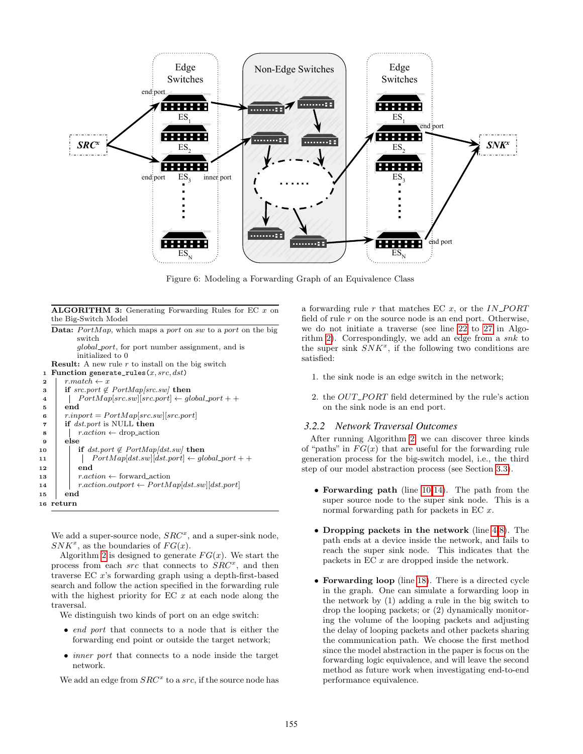Figure 6: Modeling a Forwarding Graph of an Equivalence Class

**ALGORITHM 3:** Generating Forwarding Rules for EC $x$ on the Big-Switch Model

**Data:** *PortMap*, which maps a *port* on *sw* to a *port* on the big switch
*global_port*, for port number assignment, and is initialized to 0

**Result:** A new rule $r$ to install on the big switch

```
1  Function generate_rules(x, src, dst)
2      r.match ← x
3      if src.port ∉ PortMap[src.sw] then
4          PortMap[src.sw][src.port] ← global_port++
5      end
6      r.inport = PortMap[src.sw][src.port]
7      if dst.port is NULL then
8          r.action ← drop_action
9      else
10         if dst.port ∉ PortMap[dst.sw] then
11             PortMap[dst.sw][dst.port] ← global_port++
12         end
13         r.action ← forward_action
14         r.action.outport ← PortMap[dst.sw][dst.port]
15     end
16 return
```

We add a super-source node, $SRC^x$, and a super-sink node, $SNK^x$, as the boundaries of $FG(x)$.

Algorithm 2 is designed to generate $FG(x)$. We start the process from each *src* that connects to $SRC^x$, and then traverse EC $x$'s forwarding graph using a depth-first-based search and follow the action specified in the forwarding rule with the highest priority for EC $x$ at each node along the traversal.

We distinguish two kinds of port on an edge switch:

- *end port* that connects to a node that is either the forwarding end point or outside the target network;
- *inner port* that connects to a node inside the target network.

We add an edge from $SRC^x$ to a *src*, if the source node has a forwarding rule $r$ that matches EC $x$, or the *IN_PORT* field of rule $r$ on the source node is an end port. Otherwise, we do not initiate a traverse (see line 22 to 27 in Algorithm 2). Correspondingly, we add an edge from a *snk* to the super sink $SNK^x$, if the following two conditions are satisfied:

1. the sink node is an edge switch in the network;
2. the *OUT_PORT* field determined by the rule's action on the sink node is an end port.

### 3.2.2 Network Traversal Outcomes

After running Algorithm 2, we can discover three kinds of "paths" in $FG(x)$ that are useful for the forwarding rule generation process for the big-switch model, i.e., the third step of our model abstraction process (see Section 3.3).

- **Forwarding path** (line 10-14). The path from the super source node to the super sink node. This is a normal forwarding path for packets in EC $x$.
- **Dropping packets in the network** (line 4-8). The path ends at a device inside the network, and fails to reach the super sink node. This indicates that the packets in EC $x$ are dropped inside the network.
- **Forwarding loop** (line 18). There is a directed cycle in the graph. One can simulate a forwarding loop in the network by (1) adding a rule in the big switch to drop the looping packets; or (2) dynamically monitoring the volume of the looping packets and adjusting the delay of looping packets and other packets sharing the communication path. We choose the first method since the model abstraction in the paper is focus on the forwarding logic equivalence, and will leave the second method as future work when investigating end-to-end performance equivalence.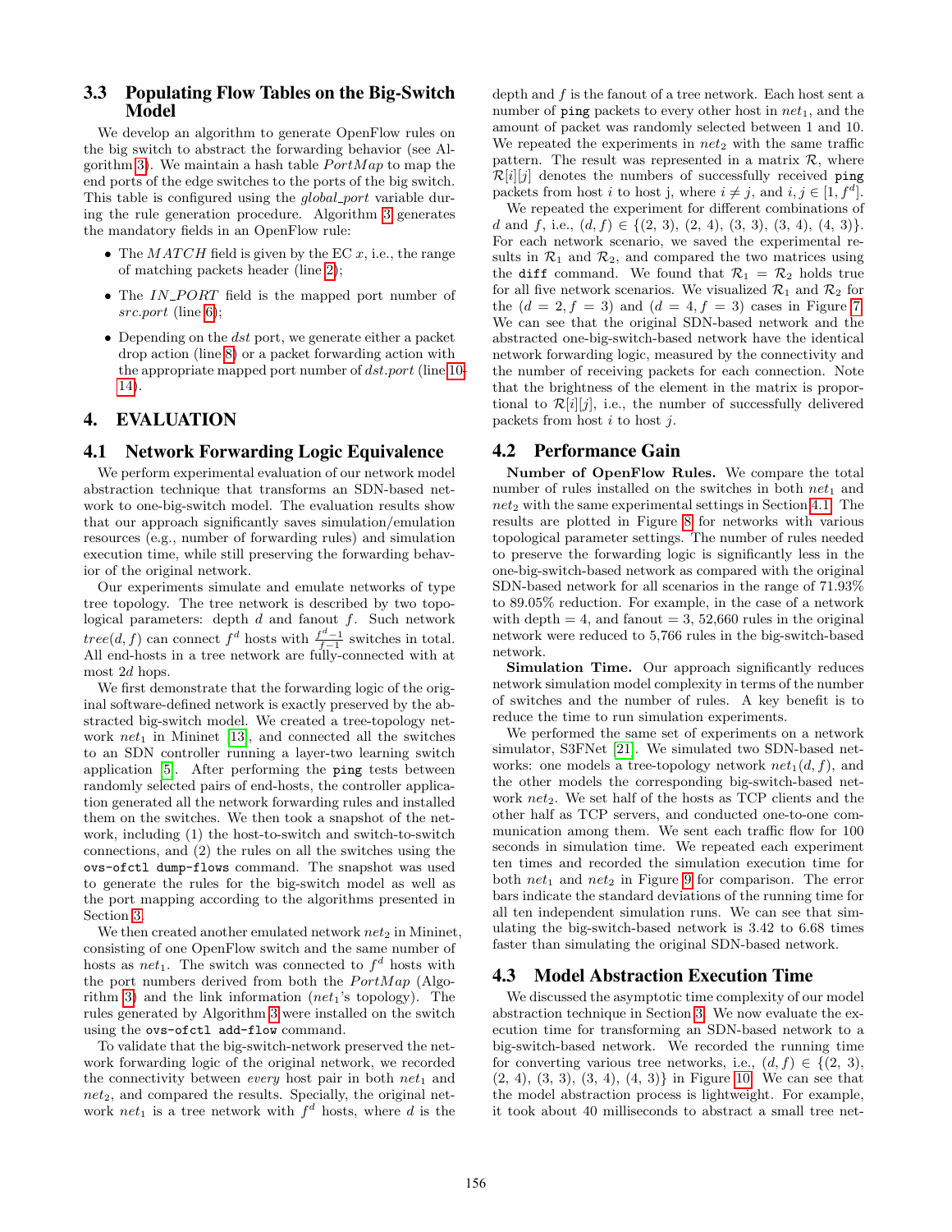### 3.3 Populating Flow Tables on the Big-Switch Model

We develop an algorithm to generate OpenFlow rules on the big switch to abstract the forwarding behavior (see Algorithm 3). We maintain a hash table *PortMap* to map the end ports of the edge switches to the ports of the big switch. This table is configured using the *global_port* variable during the rule generation procedure. Algorithm 3 generates the mandatory fields in an OpenFlow rule:

- The *MATCH* field is given by the EC $x$, i.e., the range of matching packets header (line 2);
- The *IN_PORT* field is the mapped port number of *src.port* (line 6);
- Depending on the *dst* port, we generate either a packet drop action (line 8) or a packet forwarding action with the appropriate mapped port number of *dst.port* (line 10-14).

## 4. EVALUATION

### 4.1 Network Forwarding Logic Equivalence

We perform experimental evaluation of our network model abstraction technique that transforms an SDN-based network to one-big-switch model. The evaluation results show that our approach significantly saves simulation/emulation resources (e.g., number of forwarding rules) and simulation execution time, while still preserving the forwarding behavior of the original network.

Our experiments simulate and emulate networks of type tree topology. The tree network is described by two topological parameters: depth $d$ and fanout $f$. Such network $tree(d, f)$ can connect $f^d$ hosts with $\frac{f^d-1}{f-1}$ switches in total. All end-hosts in a tree network are fully-connected with at most $2d$ hops.

We first demonstrate that the forwarding logic of the original software-defined network is exactly preserved by the abstracted big-switch model. We created a tree-topology network $net_1$ in Mininet [13], and connected all the switches to an SDN controller running a layer-two learning switch application [5]. After performing the `ping` tests between randomly selected pairs of end-hosts, the controller application generated all the network forwarding rules and installed them on the switches. We then took a snapshot of the network, including (1) the host-to-switch and switch-to-switch connections, and (2) the rules on all the switches using the `ovs-ofctl dump-flows` command. The snapshot was used to generate the rules for the big-switch model as well as the port mapping according to the algorithms presented in Section 3.

We then created another emulated network $net_2$ in Mininet, consisting of one OpenFlow switch and the same number of hosts as $net_1$. The switch was connected to $f^d$ hosts with the port numbers derived from both the *PortMap* (Algorithm 3) and the link information ($net_1$'s topology). The rules generated by Algorithm 3 were installed on the switch using the `ovs-ofctl add-flow` command.

To validate that the big-switch-network preserved the network forwarding logic of the original network, we recorded the connectivity between *every* host pair in both $net_1$ and $net_2$, and compared the results. Specially, the original network $net_1$ is a tree network with $f^d$ hosts, where $d$ is the depth and $f$ is the fanout of a tree network. Each host sent a number of `ping` packets to every other host in $net_1$, and the amount of packet was randomly selected between 1 and 10. We repeated the experiments in $net_2$ with the same traffic pattern. The result was represented in a matrix $\mathcal{R}$, where $\mathcal{R}[i][j]$ denotes the numbers of successfully received `ping` packets from host $i$ to host j, where $i \neq j$, and $i, j \in [1, f^d]$.

We repeated the experiment for different combinations of $d$ and $f$, i.e., $(d, f) \in \{(2, 3), (2, 4), (3, 3), (3, 4), (4, 3)\}$. For each network scenario, we saved the experimental results in $\mathcal{R}_1$ and $\mathcal{R}_2$, and compared the two matrices using the `diff` command. We found that $\mathcal{R}_1 = \mathcal{R}_2$ holds true for all five network scenarios. We visualized $\mathcal{R}_1$ and $\mathcal{R}_2$ for the $(d = 2, f = 3)$ and $(d = 4, f = 3)$ cases in Figure 7. We can see that the original SDN-based network and the abstracted one-big-switch-based network have the identical network forwarding logic, measured by the connectivity and the number of receiving packets for each connection. Note that the brightness of the element in the matrix is proportional to $\mathcal{R}[i][j]$, i.e., the number of successfully delivered packets from host $i$ to host $j$.

### 4.2 Performance Gain

**Number of OpenFlow Rules.** We compare the total number of rules installed on the switches in both $net_1$ and $net_2$ with the same experimental settings in Section 4.1. The results are plotted in Figure 8 for networks with various topological parameter settings. The number of rules needed to preserve the forwarding logic is significantly less in the one-big-switch-based network as compared with the original SDN-based network for all scenarios in the range of 71.93% to 89.05% reduction. For example, in the case of a network with depth = 4, and fanout = 3, 52,660 rules in the original network were reduced to 5,766 rules in the big-switch-based network.

**Simulation Time.** Our approach significantly reduces network simulation model complexity in terms of the number of switches and the number of rules. A key benefit is to reduce the time to run simulation experiments.

We performed the same set of experiments on a network simulator, S3FNet [21]. We simulated two SDN-based networks: one models a tree-topology network $net_1(d, f)$, and the other models the corresponding big-switch-based network $net_2$. We set half of the hosts as TCP clients and the other half as TCP servers, and conducted one-to-one communication among them. We sent each traffic flow for 100 seconds in simulation time. We repeated each experiment ten times and recorded the simulation execution time for both $net_1$ and $net_2$ in Figure 9 for comparison. The error bars indicate the standard deviations of the running time for all ten independent simulation runs. We can see that simulating the big-switch-based network is 3.42 to 6.68 times faster than simulating the original SDN-based network.

### 4.3 Model Abstraction Execution Time

We discussed the asymptotic time complexity of our model abstraction technique in Section 3. We now evaluate the execution time for transforming an SDN-based network to a big-switch-based network. We recorded the running time for converting various tree networks, i.e., $(d, f) \in \{(2, 3), (2, 4), (3, 3), (3, 4), (4, 3)\}$ in Figure 10. We can see that the model abstraction process is lightweight. For example, it took about 40 milliseconds to abstract a small tree net-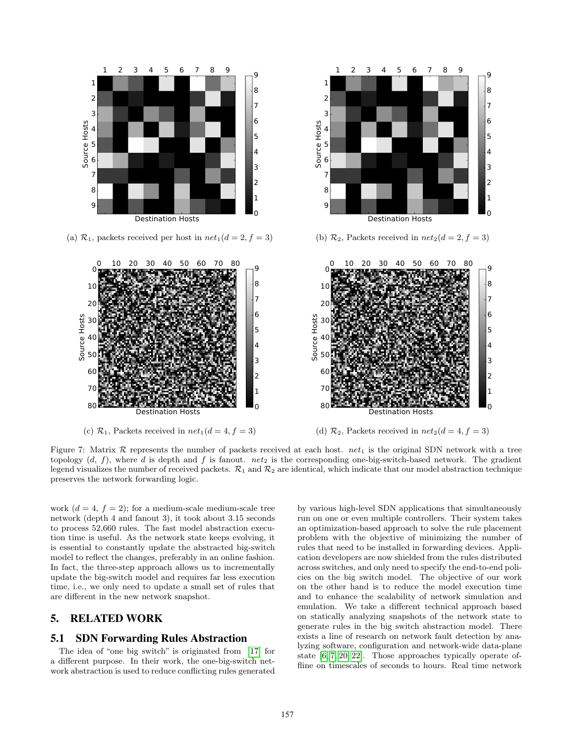(a) $\mathcal{R}_1$, packets received per host in $net_1(d = 2, f = 3)$

(b) $\mathcal{R}_2$, Packets received in $net_2(d = 2, f = 3)$

(c) $\mathcal{R}_1$, Packets received in $net_1(d = 4, f = 3)$

(d) $\mathcal{R}_2$, Packets received in $net_2(d = 4, f = 3)$

Figure 7: Matrix $\mathcal{R}$ represents the number of packets received at each host. $net_1$ is the original SDN network with a tree topology ($d$, $f$), where $d$ is depth and $f$ is fanout. $net_2$ is the corresponding one-big-switch-based network. The gradient legend visualizes the number of received packets. $\mathcal{R}_1$ and $\mathcal{R}_2$ are identical, which indicate that our model abstraction technique preserves the network forwarding logic.

work ($d = 4$, $f = 2$); for a medium-scale medium-scale tree network (depth 4 and fanout 3), it took about 3.15 seconds to process 52,660 rules. The fast model abstraction execution time is useful. As the network state keeps evolving, it is essential to constantly update the abstracted big-switch model to reflect the changes, preferably in an online fashion. In fact, the three-step approach allows us to incrementally update the big-switch model and requires far less execution time, i.e., we only need to update a small set of rules that are different in the new network snapshot.

## 5. RELATED WORK

### 5.1 SDN Forwarding Rules Abstraction

The idea of "one big switch" is originated from [17] for a different purpose. In their work, the one-big-switch network abstraction is used to reduce conflicting rules generated by various high-level SDN applications that simultaneously run on one or even multiple controllers. Their system takes an optimization-based approach to solve the rule placement problem with the objective of minimizing the number of rules that need to be installed in forwarding devices. Application developers are now shielded from the rules distributed across switches, and only need to specify the end-to-end policies on the big switch model. The objective of our work on the other hand is to reduce the model execution time and to enhance the scalability of network simulation and emulation. We take a different technical approach based on statically analyzing snapshots of the network state to generate rules in the big switch abstraction model. There exists a line of research on network fault detection by analyzing software, configuration and network-wide data-plane state [6, 7, 20, 22]. Those approaches typically operate offline on timescales of seconds to hours. Real time network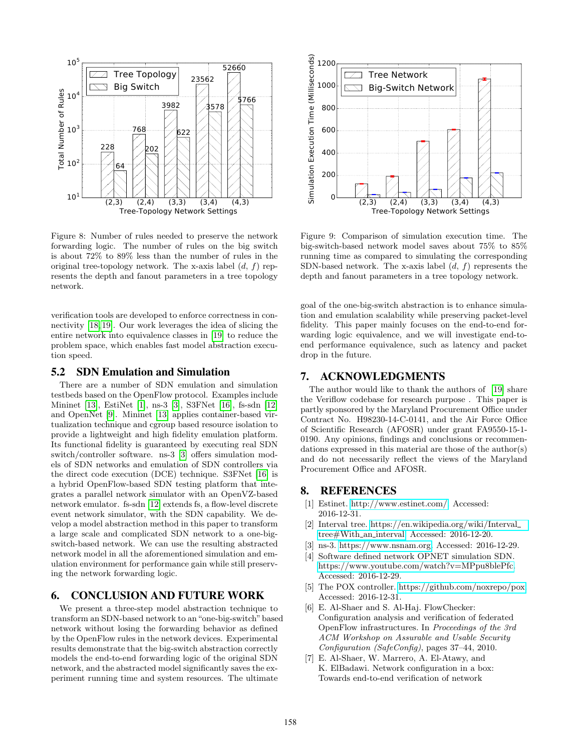Figure 8: Number of rules needed to preserve the network forwarding logic. The number of rules on the big switch is about 72% to 89% less than the number of rules in the original tree-topology network. The x-axis label ($d$, $f$) represents the depth and fanout parameters in a tree topology network.

Figure 9: Comparison of simulation execution time. The big-switch-based network model saves about 75% to 85% running time as compared to simulating the corresponding SDN-based network. The x-axis label ($d$, $f$) represents the depth and fanout parameters in a tree topology network.

verification tools are developed to enforce correctness in connectivity [18, 19]. Our work leverages the idea of slicing the entire network into equivalence classes in [19] to reduce the problem space, which enables fast model abstraction execution speed.

## 5.2 SDN Emulation and Simulation

There are a number of SDN emulation and simulation testbeds based on the OpenFlow protocol. Examples include Mininet [13], EstiNet [1], ns-3 [3], S3FNet [16], fs-sdn [12] and OpenNet [9]. Mininet [13] applies container-based virtualization technique and cgroup based resource isolation to provide a lightweight and high fidelity emulation platform. Its functional fidelity is guaranteed by executing real SDN switch/controller software. ns-3 [3] offers simulation models of SDN networks and emulation of SDN controllers via the direct code execution (DCE) technique. S3FNet [16] is a hybrid OpenFlow-based SDN testing platform that integrates a parallel network simulator with an OpenVZ-based network emulator. fs-sdn [12] extends fs, a flow-level discrete event network simulator, with the SDN capability. We develop a model abstraction method in this paper to transform a large scale and complicated SDN network to a one-big-switch-based network. We can use the resulting abstracted network model in all the aforementioned simulation and emulation environment for performance gain while still preserving the network forwarding logic.

# 6. CONCLUSION AND FUTURE WORK

We present a three-step model abstraction technique to transform an SDN-based network to an "one-big-switch" based network without losing the forwarding behavior as defined by the OpenFlow rules in the network devices. Experimental results demonstrate that the big-switch abstraction correctly models the end-to-end forwarding logic of the original SDN network, and the abstracted model significantly saves the experiment running time and system resources. The ultimate goal of the one-big-switch abstraction is to enhance simulation and emulation scalability while preserving packet-level fidelity. This paper mainly focuses on the end-to-end forwarding logic equivalence, and we will investigate end-to-end performance equivalence, such as latency and packet drop in the future.

# 7. ACKNOWLEDGMENTS

The author would like to thank the authors of [19] share the Veriflow codebase for research purpose . This paper is partly sponsored by the Maryland Procurement Office under Contract No. H98230-14-C-0141, and the Air Force Office of Scientific Research (AFOSR) under grant FA9550-15-1-0190. Any opinions, findings and conclusions or recommendations expressed in this material are those of the author(s) and do not necessarily reflect the views of the Maryland Procurement Office and AFOSR.

# 8. REFERENCES

[1] Estinet. http://www.estinet.com/. Accessed: 2016-12-31.

[2] Interval tree. https://en.wikipedia.org/wiki/Interval_tree#With_an_interval. Accessed: 2016-12-20.

[3] ns-3. https://www.nsnam.org. Accessed: 2016-12-29.

[4] Software defined network OPNET simulation SDN. https://www.youtube.com/watch?v=MPpu8blePfc. Accessed: 2016-12-29.

[5] The POX controller. https://github.com/noxrepo/pox. Accessed: 2016-12-31.

[6] E. Al-Shaer and S. Al-Haj. FlowChecker: Configuration analysis and verification of federated OpenFlow infrastructures. In *Proceedings of the 3rd ACM Workshop on Assurable and Usable Security Configuration (SafeConfig)*, pages 37–44, 2010.

[7] E. Al-Shaer, W. Marrero, A. El-Atawy, and K. ElBadawi. Network configuration in a box: Towards end-to-end verification of network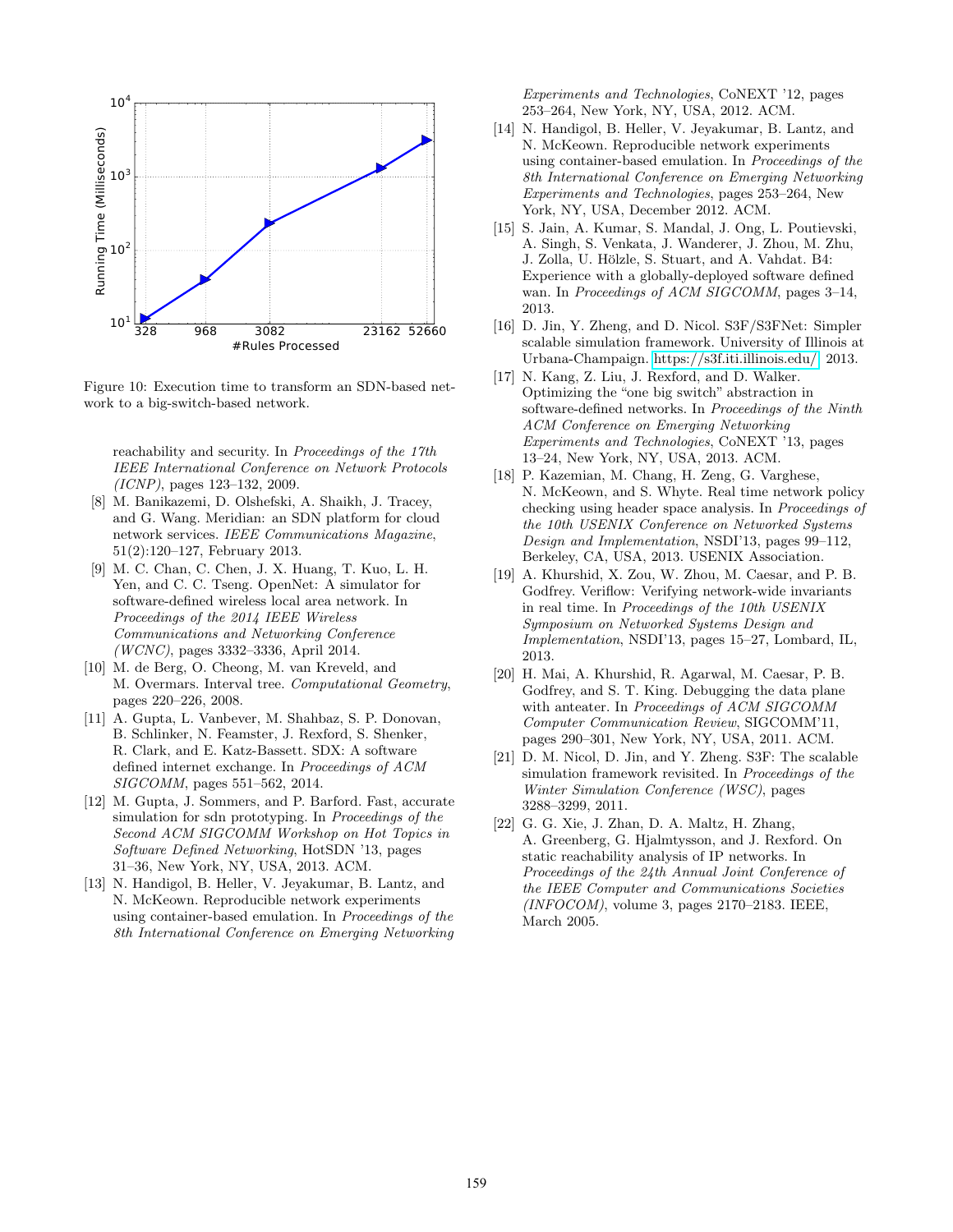$10^4$

$10^3$

$10^2$

$10^1$

Running Time (Milliseconds)

328 968 3082 23162 52660

#Rules Processed

Figure 10: Execution time to transform an SDN-based network to a big-switch-based network.

reachability and security. In *Proceedings of the 17th IEEE International Conference on Network Protocols (ICNP)*, pages 123–132, 2009.

[8] M. Banikazemi, D. Olshefski, A. Shaikh, J. Tracey, and G. Wang. Meridian: an SDN platform for cloud network services. *IEEE Communications Magazine*, 51(2):120–127, February 2013.

[9] M. C. Chan, C. Chen, J. X. Huang, T. Kuo, L. H. Yen, and C. C. Tseng. OpenNet: A simulator for software-defined wireless local area network. In *Proceedings of the 2014 IEEE Wireless Communications and Networking Conference (WCNC)*, pages 3332–3336, April 2014.

[10] M. de Berg, O. Cheong, M. van Kreveld, and M. Overmars. Interval tree. *Computational Geometry*, pages 220–226, 2008.

[11] A. Gupta, L. Vanbever, M. Shahbaz, S. P. Donovan, B. Schlinker, N. Feamster, J. Rexford, S. Shenker, R. Clark, and E. Katz-Bassett. SDX: A software defined internet exchange. In *Proceedings of ACM SIGCOMM*, pages 551–562, 2014.

[12] M. Gupta, J. Sommers, and P. Barford. Fast, accurate simulation for sdn prototyping. In *Proceedings of the Second ACM SIGCOMM Workshop on Hot Topics in Software Defined Networking*, HotSDN '13, pages 31–36, New York, NY, USA, 2013. ACM.

[13] N. Handigol, B. Heller, V. Jeyakumar, B. Lantz, and N. McKeown. Reproducible network experiments using container-based emulation. In *Proceedings of the 8th International Conference on Emerging Networking Experiments and Technologies*, CoNEXT '12, pages 253–264, New York, NY, USA, 2012. ACM.

[14] N. Handigol, B. Heller, V. Jeyakumar, B. Lantz, and N. McKeown. Reproducible network experiments using container-based emulation. In *Proceedings of the 8th International Conference on Emerging Networking Experiments and Technologies*, pages 253–264, New York, NY, USA, December 2012. ACM.

[15] S. Jain, A. Kumar, S. Mandal, J. Ong, L. Poutievski, A. Singh, S. Venkata, J. Wanderer, J. Zhou, M. Zhu, J. Zolla, U. Hölzle, S. Stuart, and A. Vahdat. B4: Experience with a globally-deployed software defined wan. In *Proceedings of ACM SIGCOMM*, pages 3–14, 2013.

[16] D. Jin, Y. Zheng, and D. Nicol. S3F/S3FNet: Simpler scalable simulation framework. University of Illinois at Urbana-Champaign. https://s3f.iti.illinois.edu/, 2013.

[17] N. Kang, Z. Liu, J. Rexford, and D. Walker. Optimizing the "one big switch" abstraction in software-defined networks. In *Proceedings of the Ninth ACM Conference on Emerging Networking Experiments and Technologies*, CoNEXT '13, pages 13–24, New York, NY, USA, 2013. ACM.

[18] P. Kazemian, M. Chang, H. Zeng, G. Varghese, N. McKeown, and S. Whyte. Real time network policy checking using header space analysis. In *Proceedings of the 10th USENIX Conference on Networked Systems Design and Implementation*, NSDI'13, pages 99–112, Berkeley, CA, USA, 2013. USENIX Association.

[19] A. Khurshid, X. Zou, W. Zhou, M. Caesar, and P. B. Godfrey. Veriflow: Verifying network-wide invariants in real time. In *Proceedings of the 10th USENIX Symposium on Networked Systems Design and Implementation*, NSDI'13, pages 15–27, Lombard, IL, 2013.

[20] H. Mai, A. Khurshid, R. Agarwal, M. Caesar, P. B. Godfrey, and S. T. King. Debugging the data plane with anteater. In *Proceedings of ACM SIGCOMM Computer Communication Review*, SIGCOMM'11, pages 290–301, New York, NY, USA, 2011. ACM.

[21] D. M. Nicol, D. Jin, and Y. Zheng. S3F: The scalable simulation framework revisited. In *Proceedings of the Winter Simulation Conference (WSC)*, pages 3288–3299, 2011.

[22] G. G. Xie, J. Zhan, D. A. Maltz, H. Zhang, A. Greenberg, G. Hjalmtysson, and J. Rexford. On static reachability analysis of IP networks. In *Proceedings of the 24th Annual Joint Conference of the IEEE Computer and Communications Societies (INFOCOM)*, volume 3, pages 2170–2183. IEEE, March 2005.